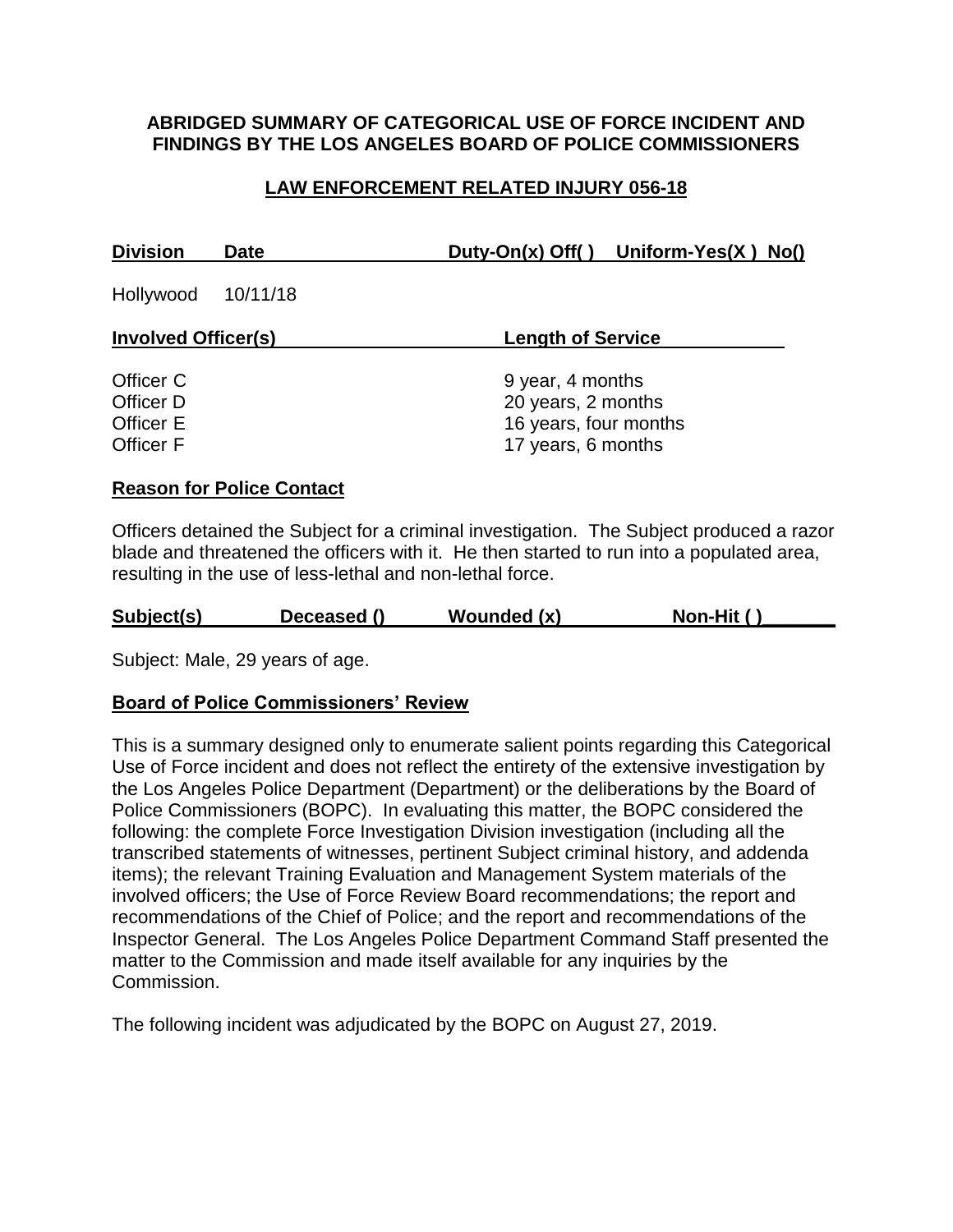**ABRIDGED SUMMARY OF CATEGORICAL USE OF FORCE INCIDENT AND FINDINGS BY THE LOS ANGELES BOARD OF POLICE COMMISSIONERS**

**LAW ENFORCEMENT RELATED INJURY 056-18**

| **Division** | **Date** | **Duty-On(x) Off( )** | **Uniform-Yes(X ) No()** |
|---|---|---|---|
| Hollywood | 10/11/18 | | |

| **Involved Officer(s)** | **Length of Service** |
|---|---|
| Officer C | 9 year, 4 months |
| Officer D | 20 years, 2 months |
| Officer E | 16 years, four months |
| Officer F | 17 years, 6 months |

**Reason for Police Contact**

Officers detained the Subject for a criminal investigation. The Subject produced a razor blade and threatened the officers with it. He then started to run into a populated area, resulting in the use of less-lethal and non-lethal force.

| **Subject(s)** | **Deceased ()** | **Wounded (x)** | **Non-Hit ( )** |
|---|---|---|---|

Subject: Male, 29 years of age.

**Board of Police Commissioners' Review**

This is a summary designed only to enumerate salient points regarding this Categorical Use of Force incident and does not reflect the entirety of the extensive investigation by the Los Angeles Police Department (Department) or the deliberations by the Board of Police Commissioners (BOPC). In evaluating this matter, the BOPC considered the following: the complete Force Investigation Division investigation (including all the transcribed statements of witnesses, pertinent Subject criminal history, and addenda items); the relevant Training Evaluation and Management System materials of the involved officers; the Use of Force Review Board recommendations; the report and recommendations of the Chief of Police; and the report and recommendations of the Inspector General. The Los Angeles Police Department Command Staff presented the matter to the Commission and made itself available for any inquiries by the Commission.

The following incident was adjudicated by the BOPC on August 27, 2019.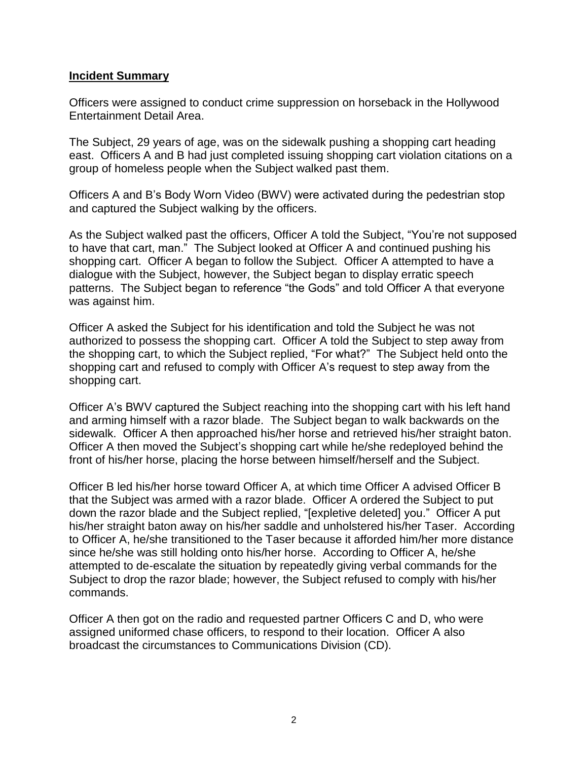**Incident Summary**

Officers were assigned to conduct crime suppression on horseback in the Hollywood Entertainment Detail Area.

The Subject, 29 years of age, was on the sidewalk pushing a shopping cart heading east. Officers A and B had just completed issuing shopping cart violation citations on a group of homeless people when the Subject walked past them.

Officers A and B's Body Worn Video (BWV) were activated during the pedestrian stop and captured the Subject walking by the officers.

As the Subject walked past the officers, Officer A told the Subject, "You're not supposed to have that cart, man." The Subject looked at Officer A and continued pushing his shopping cart. Officer A began to follow the Subject. Officer A attempted to have a dialogue with the Subject, however, the Subject began to display erratic speech patterns. The Subject began to reference "the Gods" and told Officer A that everyone was against him.

Officer A asked the Subject for his identification and told the Subject he was not authorized to possess the shopping cart. Officer A told the Subject to step away from the shopping cart, to which the Subject replied, "For what?" The Subject held onto the shopping cart and refused to comply with Officer A's request to step away from the shopping cart.

Officer A's BWV captured the Subject reaching into the shopping cart with his left hand and arming himself with a razor blade. The Subject began to walk backwards on the sidewalk. Officer A then approached his/her horse and retrieved his/her straight baton. Officer A then moved the Subject's shopping cart while he/she redeployed behind the front of his/her horse, placing the horse between himself/herself and the Subject.

Officer B led his/her horse toward Officer A, at which time Officer A advised Officer B that the Subject was armed with a razor blade. Officer A ordered the Subject to put down the razor blade and the Subject replied, "[expletive deleted] you." Officer A put his/her straight baton away on his/her saddle and unholstered his/her Taser. According to Officer A, he/she transitioned to the Taser because it afforded him/her more distance since he/she was still holding onto his/her horse. According to Officer A, he/she attempted to de-escalate the situation by repeatedly giving verbal commands for the Subject to drop the razor blade; however, the Subject refused to comply with his/her commands.

Officer A then got on the radio and requested partner Officers C and D, who were assigned uniformed chase officers, to respond to their location. Officer A also broadcast the circumstances to Communications Division (CD).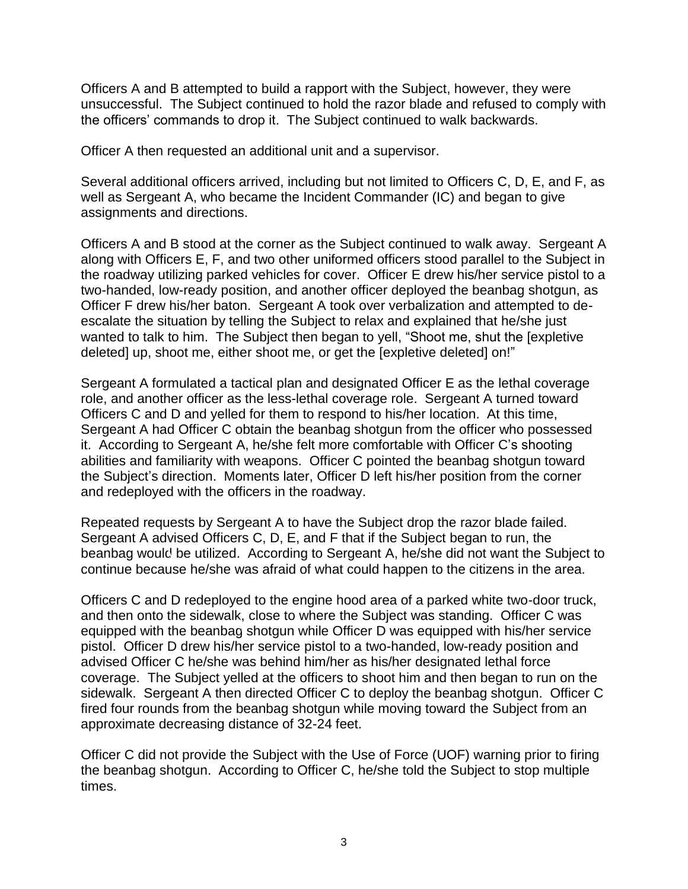Officers A and B attempted to build a rapport with the Subject, however, they were unsuccessful. The Subject continued to hold the razor blade and refused to comply with the officers' commands to drop it. The Subject continued to walk backwards.

Officer A then requested an additional unit and a supervisor.

Several additional officers arrived, including but not limited to Officers C, D, E, and F, as well as Sergeant A, who became the Incident Commander (IC) and began to give assignments and directions.

Officers A and B stood at the corner as the Subject continued to walk away. Sergeant A along with Officers E, F, and two other uniformed officers stood parallel to the Subject in the roadway utilizing parked vehicles for cover. Officer E drew his/her service pistol to a two-handed, low-ready position, and another officer deployed the beanbag shotgun, as Officer F drew his/her baton. Sergeant A took over verbalization and attempted to de-escalate the situation by telling the Subject to relax and explained that he/she just wanted to talk to him. The Subject then began to yell, "Shoot me, shut the [expletive deleted] up, shoot me, either shoot me, or get the [expletive deleted] on!"

Sergeant A formulated a tactical plan and designated Officer E as the lethal coverage role, and another officer as the less-lethal coverage role. Sergeant A turned toward Officers C and D and yelled for them to respond to his/her location. At this time, Sergeant A had Officer C obtain the beanbag shotgun from the officer who possessed it. According to Sergeant A, he/she felt more comfortable with Officer C's shooting abilities and familiarity with weapons. Officer C pointed the beanbag shotgun toward the Subject's direction. Moments later, Officer D left his/her position from the corner and redeployed with the officers in the roadway.

Repeated requests by Sergeant A to have the Subject drop the razor blade failed. Sergeant A advised Officers C, D, E, and F that if the Subject began to run, the beanbag would be utilized. According to Sergeant A, he/she did not want the Subject to continue because he/she was afraid of what could happen to the citizens in the area.

Officers C and D redeployed to the engine hood area of a parked white two-door truck, and then onto the sidewalk, close to where the Subject was standing. Officer C was equipped with the beanbag shotgun while Officer D was equipped with his/her service pistol. Officer D drew his/her service pistol to a two-handed, low-ready position and advised Officer C he/she was behind him/her as his/her designated lethal force coverage. The Subject yelled at the officers to shoot him and then began to run on the sidewalk. Sergeant A then directed Officer C to deploy the beanbag shotgun. Officer C fired four rounds from the beanbag shotgun while moving toward the Subject from an approximate decreasing distance of 32-24 feet.

Officer C did not provide the Subject with the Use of Force (UOF) warning prior to firing the beanbag shotgun. According to Officer C, he/she told the Subject to stop multiple times.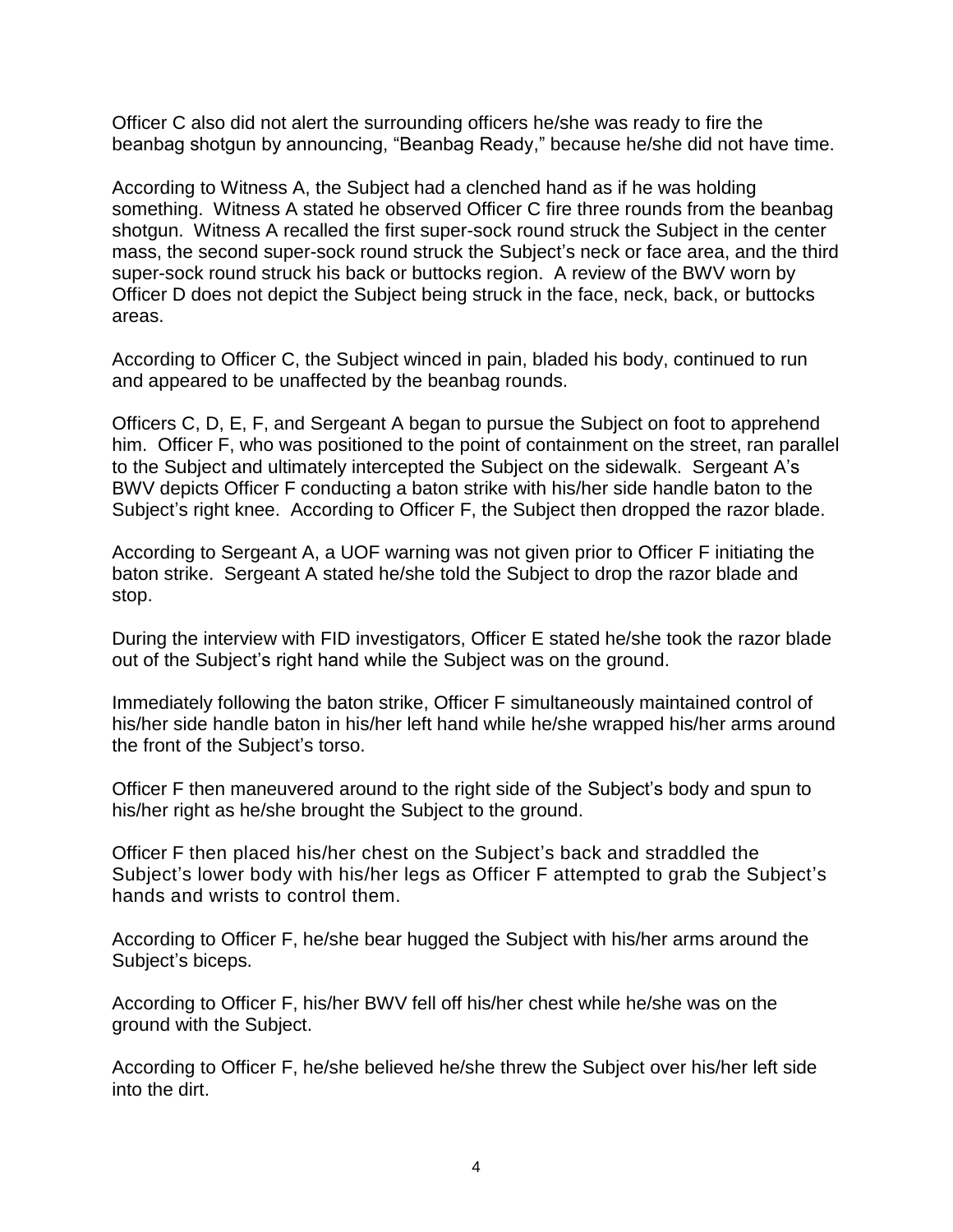Officer C also did not alert the surrounding officers he/she was ready to fire the beanbag shotgun by announcing, "Beanbag Ready," because he/she did not have time.

According to Witness A, the Subject had a clenched hand as if he was holding something. Witness A stated he observed Officer C fire three rounds from the beanbag shotgun. Witness A recalled the first super-sock round struck the Subject in the center mass, the second super-sock round struck the Subject's neck or face area, and the third super-sock round struck his back or buttocks region. A review of the BWV worn by Officer D does not depict the Subject being struck in the face, neck, back, or buttocks areas.

According to Officer C, the Subject winced in pain, bladed his body, continued to run and appeared to be unaffected by the beanbag rounds.

Officers C, D, E, F, and Sergeant A began to pursue the Subject on foot to apprehend him. Officer F, who was positioned to the point of containment on the street, ran parallel to the Subject and ultimately intercepted the Subject on the sidewalk. Sergeant A's BWV depicts Officer F conducting a baton strike with his/her side handle baton to the Subject's right knee. According to Officer F, the Subject then dropped the razor blade.

According to Sergeant A, a UOF warning was not given prior to Officer F initiating the baton strike. Sergeant A stated he/she told the Subject to drop the razor blade and stop.

During the interview with FID investigators, Officer E stated he/she took the razor blade out of the Subject's right hand while the Subject was on the ground.

Immediately following the baton strike, Officer F simultaneously maintained control of his/her side handle baton in his/her left hand while he/she wrapped his/her arms around the front of the Subject's torso.

Officer F then maneuvered around to the right side of the Subject's body and spun to his/her right as he/she brought the Subject to the ground.

Officer F then placed his/her chest on the Subject's back and straddled the Subject's lower body with his/her legs as Officer F attempted to grab the Subject's hands and wrists to control them.

According to Officer F, he/she bear hugged the Subject with his/her arms around the Subject's biceps.

According to Officer F, his/her BWV fell off his/her chest while he/she was on the ground with the Subject.

According to Officer F, he/she believed he/she threw the Subject over his/her left side into the dirt.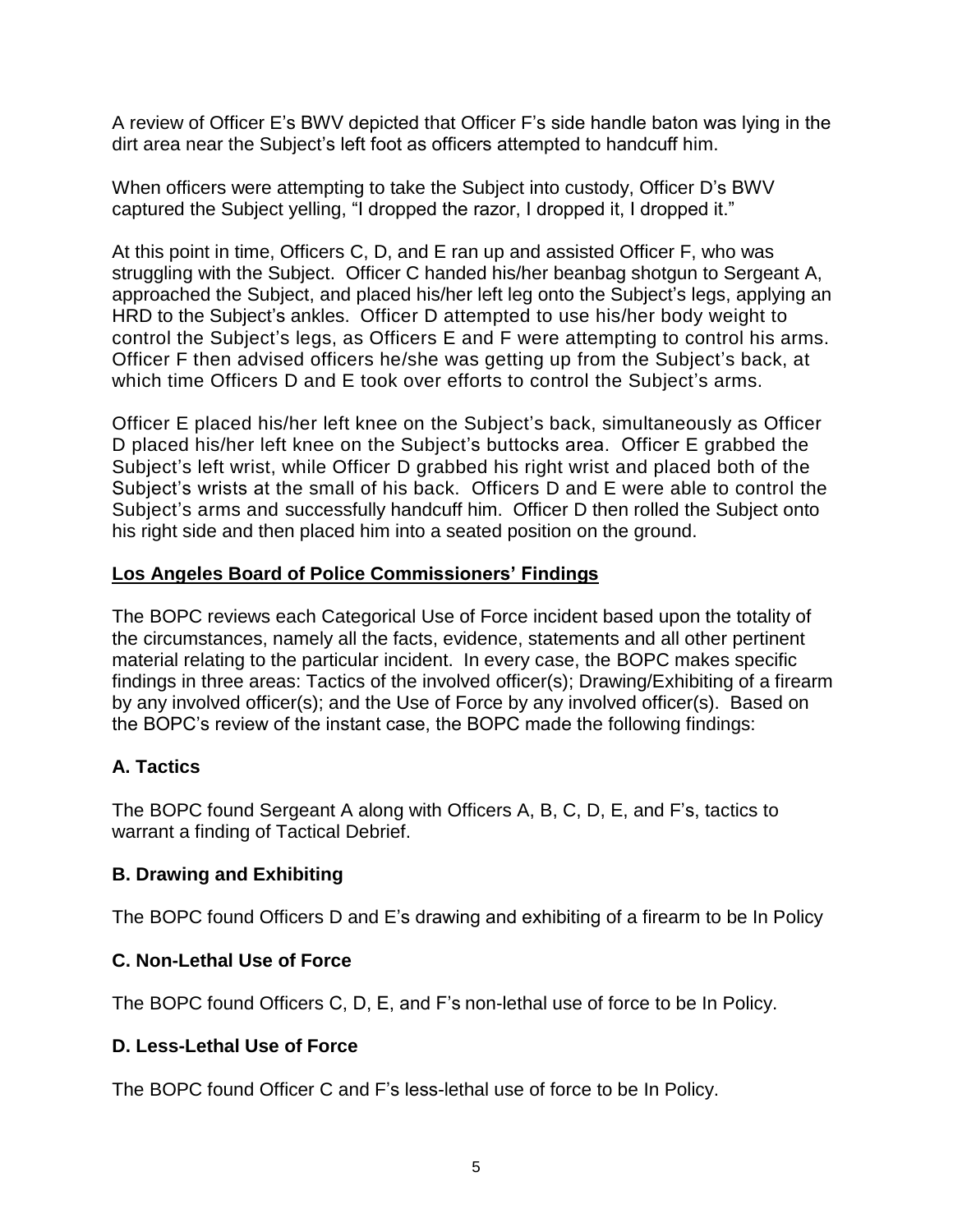A review of Officer E's BWV depicted that Officer F's side handle baton was lying in the dirt area near the Subject's left foot as officers attempted to handcuff him.

When officers were attempting to take the Subject into custody, Officer D's BWV captured the Subject yelling, "I dropped the razor, I dropped it, I dropped it."

At this point in time, Officers C, D, and E ran up and assisted Officer F, who was struggling with the Subject. Officer C handed his/her beanbag shotgun to Sergeant A, approached the Subject, and placed his/her left leg onto the Subject's legs, applying an HRD to the Subject's ankles. Officer D attempted to use his/her body weight to control the Subject's legs, as Officers E and F were attempting to control his arms. Officer F then advised officers he/she was getting up from the Subject's back, at which time Officers D and E took over efforts to control the Subject's arms.

Officer E placed his/her left knee on the Subject's back, simultaneously as Officer D placed his/her left knee on the Subject's buttocks area. Officer E grabbed the Subject's left wrist, while Officer D grabbed his right wrist and placed both of the Subject's wrists at the small of his back. Officers D and E were able to control the Subject's arms and successfully handcuff him. Officer D then rolled the Subject onto his right side and then placed him into a seated position on the ground.

## Los Angeles Board of Police Commissioners' Findings

The BOPC reviews each Categorical Use of Force incident based upon the totality of the circumstances, namely all the facts, evidence, statements and all other pertinent material relating to the particular incident. In every case, the BOPC makes specific findings in three areas: Tactics of the involved officer(s); Drawing/Exhibiting of a firearm by any involved officer(s); and the Use of Force by any involved officer(s). Based on the BOPC's review of the instant case, the BOPC made the following findings:

### A. Tactics

The BOPC found Sergeant A along with Officers A, B, C, D, E, and F's, tactics to warrant a finding of Tactical Debrief.

### B. Drawing and Exhibiting

The BOPC found Officers D and E's drawing and exhibiting of a firearm to be In Policy

### C. Non-Lethal Use of Force

The BOPC found Officers C, D, E, and F's non-lethal use of force to be In Policy.

### D. Less-Lethal Use of Force

The BOPC found Officer C and F's less-lethal use of force to be In Policy.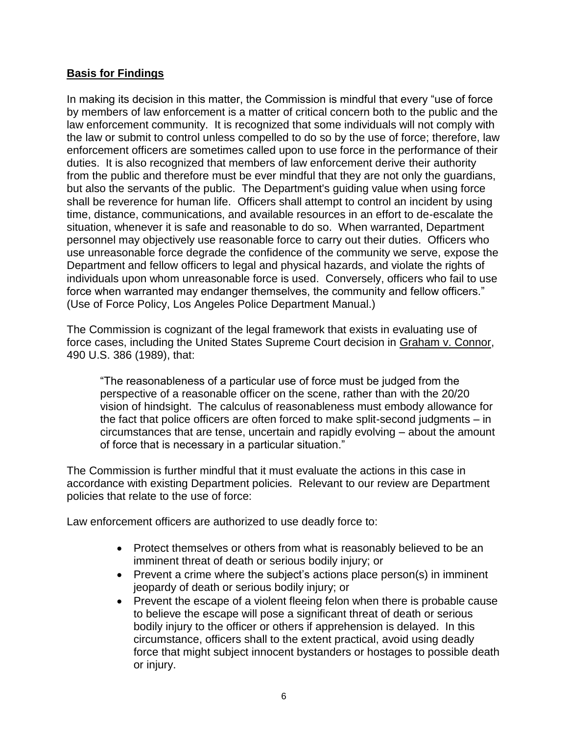**Basis for Findings**

In making its decision in this matter, the Commission is mindful that every "use of force by members of law enforcement is a matter of critical concern both to the public and the law enforcement community. It is recognized that some individuals will not comply with the law or submit to control unless compelled to do so by the use of force; therefore, law enforcement officers are sometimes called upon to use force in the performance of their duties. It is also recognized that members of law enforcement derive their authority from the public and therefore must be ever mindful that they are not only the guardians, but also the servants of the public. The Department's guiding value when using force shall be reverence for human life. Officers shall attempt to control an incident by using time, distance, communications, and available resources in an effort to de-escalate the situation, whenever it is safe and reasonable to do so. When warranted, Department personnel may objectively use reasonable force to carry out their duties. Officers who use unreasonable force degrade the confidence of the community we serve, expose the Department and fellow officers to legal and physical hazards, and violate the rights of individuals upon whom unreasonable force is used. Conversely, officers who fail to use force when warranted may endanger themselves, the community and fellow officers." (Use of Force Policy, Los Angeles Police Department Manual.)

The Commission is cognizant of the legal framework that exists in evaluating use of force cases, including the United States Supreme Court decision in Graham v. Connor, 490 U.S. 386 (1989), that:

> "The reasonableness of a particular use of force must be judged from the perspective of a reasonable officer on the scene, rather than with the 20/20 vision of hindsight. The calculus of reasonableness must embody allowance for the fact that police officers are often forced to make split-second judgments – in circumstances that are tense, uncertain and rapidly evolving – about the amount of force that is necessary in a particular situation."

The Commission is further mindful that it must evaluate the actions in this case in accordance with existing Department policies. Relevant to our review are Department policies that relate to the use of force:

Law enforcement officers are authorized to use deadly force to:

- Protect themselves or others from what is reasonably believed to be an imminent threat of death or serious bodily injury; or
- Prevent a crime where the subject's actions place person(s) in imminent jeopardy of death or serious bodily injury; or
- Prevent the escape of a violent fleeing felon when there is probable cause to believe the escape will pose a significant threat of death or serious bodily injury to the officer or others if apprehension is delayed. In this circumstance, officers shall to the extent practical, avoid using deadly force that might subject innocent bystanders or hostages to possible death or injury.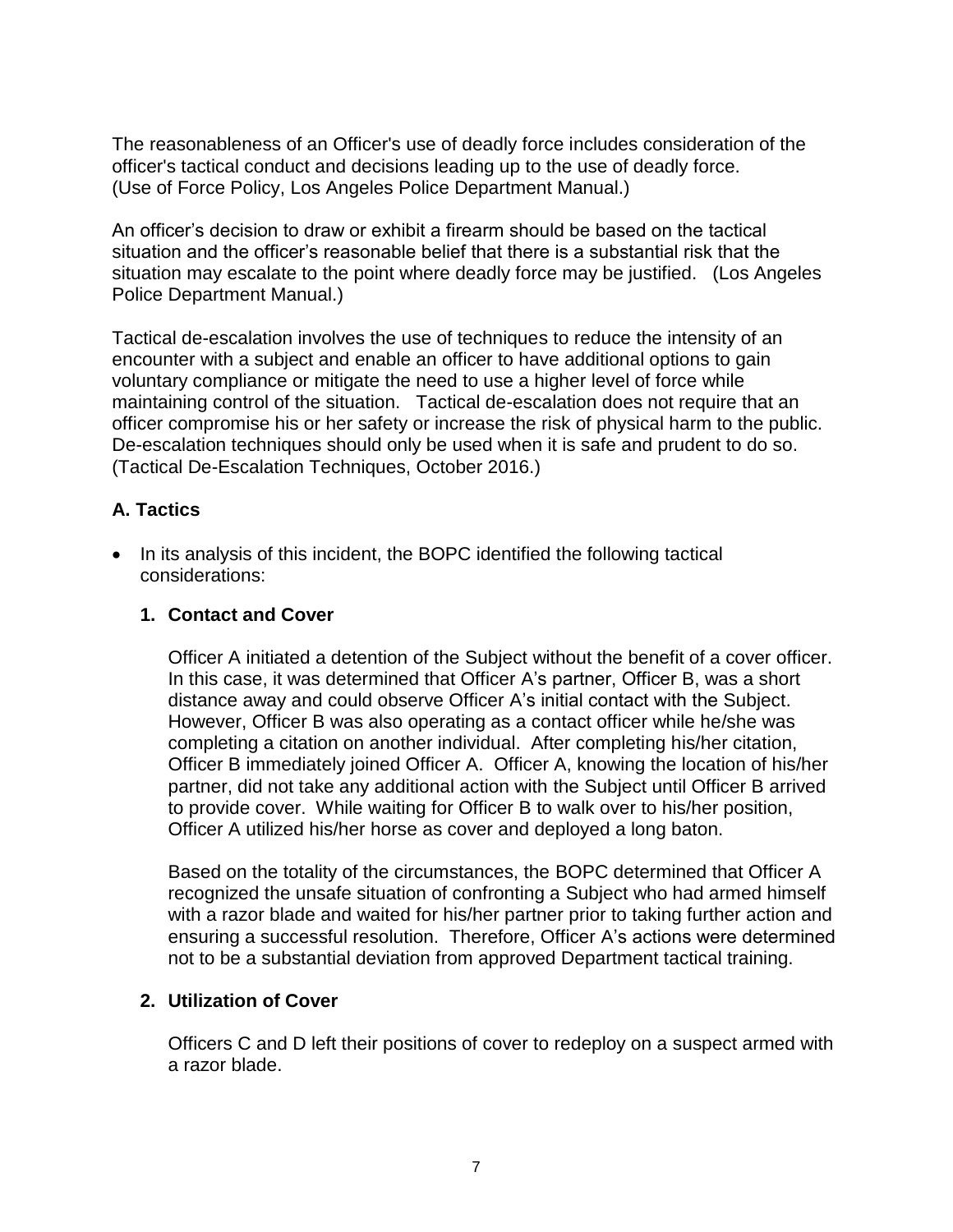The reasonableness of an Officer's use of deadly force includes consideration of the officer's tactical conduct and decisions leading up to the use of deadly force. (Use of Force Policy, Los Angeles Police Department Manual.)

An officer's decision to draw or exhibit a firearm should be based on the tactical situation and the officer's reasonable belief that there is a substantial risk that the situation may escalate to the point where deadly force may be justified. (Los Angeles Police Department Manual.)

Tactical de-escalation involves the use of techniques to reduce the intensity of an encounter with a subject and enable an officer to have additional options to gain voluntary compliance or mitigate the need to use a higher level of force while maintaining control of the situation. Tactical de-escalation does not require that an officer compromise his or her safety or increase the risk of physical harm to the public. De-escalation techniques should only be used when it is safe and prudent to do so. (Tactical De-Escalation Techniques, October 2016.)

## A. Tactics

- In its analysis of this incident, the BOPC identified the following tactical considerations:

  **1. Contact and Cover**

  Officer A initiated a detention of the Subject without the benefit of a cover officer. In this case, it was determined that Officer A's partner, Officer B, was a short distance away and could observe Officer A's initial contact with the Subject. However, Officer B was also operating as a contact officer while he/she was completing a citation on another individual. After completing his/her citation, Officer B immediately joined Officer A. Officer A, knowing the location of his/her partner, did not take any additional action with the Subject until Officer B arrived to provide cover. While waiting for Officer B to walk over to his/her position, Officer A utilized his/her horse as cover and deployed a long baton.

  Based on the totality of the circumstances, the BOPC determined that Officer A recognized the unsafe situation of confronting a Subject who had armed himself with a razor blade and waited for his/her partner prior to taking further action and ensuring a successful resolution. Therefore, Officer A's actions were determined not to be a substantial deviation from approved Department tactical training.

  **2. Utilization of Cover**

  Officers C and D left their positions of cover to redeploy on a suspect armed with a razor blade.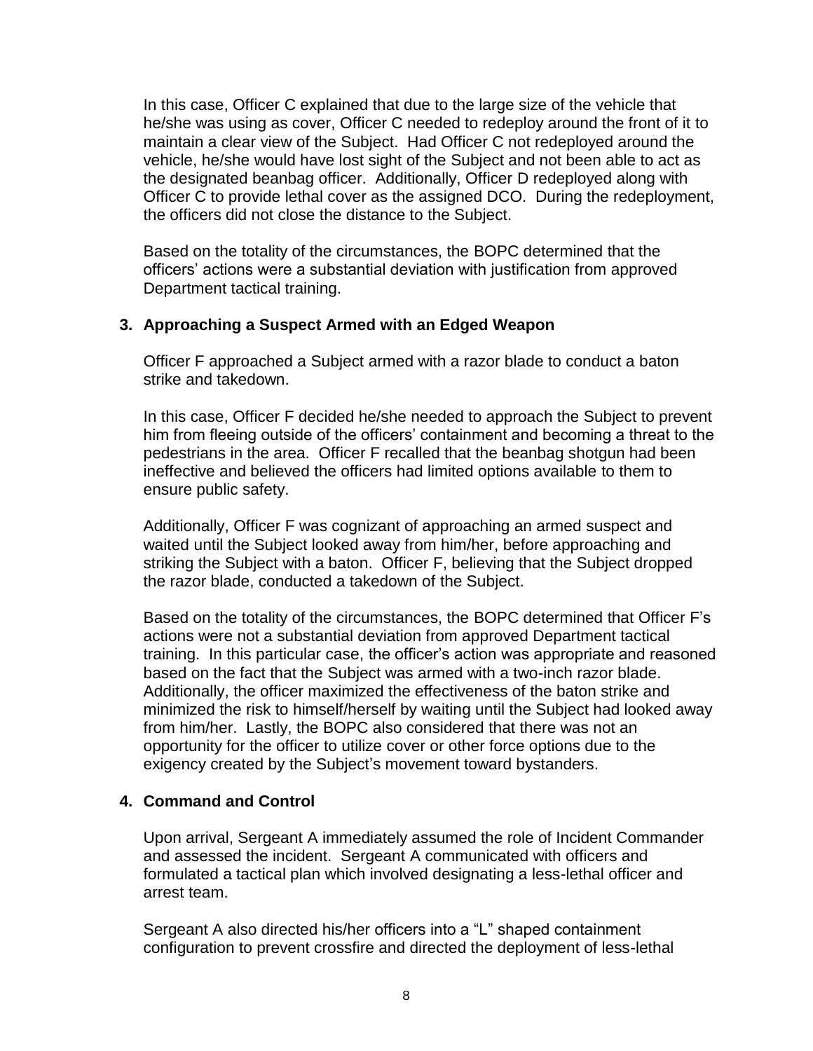In this case, Officer C explained that due to the large size of the vehicle that he/she was using as cover, Officer C needed to redeploy around the front of it to maintain a clear view of the Subject. Had Officer C not redeployed around the vehicle, he/she would have lost sight of the Subject and not been able to act as the designated beanbag officer. Additionally, Officer D redeployed along with Officer C to provide lethal cover as the assigned DCO. During the redeployment, the officers did not close the distance to the Subject.

Based on the totality of the circumstances, the BOPC determined that the officers' actions were a substantial deviation with justification from approved Department tactical training.

**3. Approaching a Suspect Armed with an Edged Weapon**

Officer F approached a Subject armed with a razor blade to conduct a baton strike and takedown.

In this case, Officer F decided he/she needed to approach the Subject to prevent him from fleeing outside of the officers' containment and becoming a threat to the pedestrians in the area. Officer F recalled that the beanbag shotgun had been ineffective and believed the officers had limited options available to them to ensure public safety.

Additionally, Officer F was cognizant of approaching an armed suspect and waited until the Subject looked away from him/her, before approaching and striking the Subject with a baton. Officer F, believing that the Subject dropped the razor blade, conducted a takedown of the Subject.

Based on the totality of the circumstances, the BOPC determined that Officer F's actions were not a substantial deviation from approved Department tactical training. In this particular case, the officer's action was appropriate and reasoned based on the fact that the Subject was armed with a two-inch razor blade. Additionally, the officer maximized the effectiveness of the baton strike and minimized the risk to himself/herself by waiting until the Subject had looked away from him/her. Lastly, the BOPC also considered that there was not an opportunity for the officer to utilize cover or other force options due to the exigency created by the Subject's movement toward bystanders.

**4. Command and Control**

Upon arrival, Sergeant A immediately assumed the role of Incident Commander and assessed the incident. Sergeant A communicated with officers and formulated a tactical plan which involved designating a less-lethal officer and arrest team.

Sergeant A also directed his/her officers into a "L" shaped containment configuration to prevent crossfire and directed the deployment of less-lethal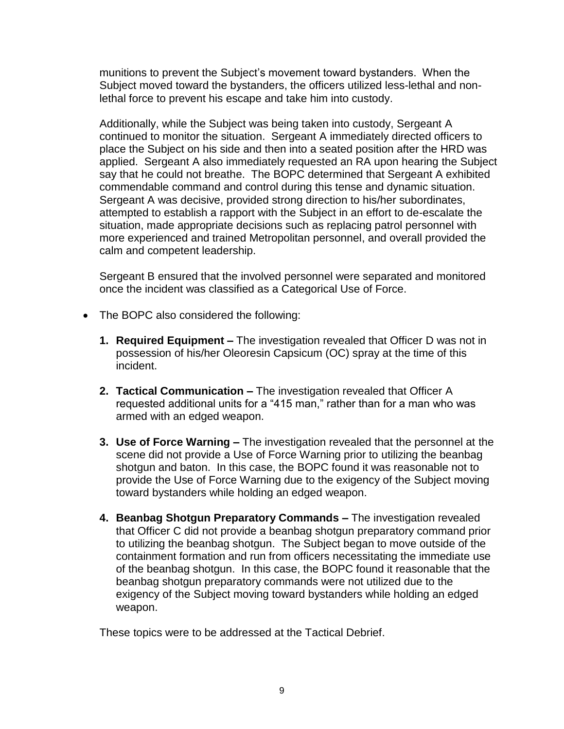munitions to prevent the Subject's movement toward bystanders. When the Subject moved toward the bystanders, the officers utilized less-lethal and non-lethal force to prevent his escape and take him into custody.

Additionally, while the Subject was being taken into custody, Sergeant A continued to monitor the situation. Sergeant A immediately directed officers to place the Subject on his side and then into a seated position after the HRD was applied. Sergeant A also immediately requested an RA upon hearing the Subject say that he could not breathe. The BOPC determined that Sergeant A exhibited commendable command and control during this tense and dynamic situation. Sergeant A was decisive, provided strong direction to his/her subordinates, attempted to establish a rapport with the Subject in an effort to de-escalate the situation, made appropriate decisions such as replacing patrol personnel with more experienced and trained Metropolitan personnel, and overall provided the calm and competent leadership.

Sergeant B ensured that the involved personnel were separated and monitored once the incident was classified as a Categorical Use of Force.

- The BOPC also considered the following:

  1. **Required Equipment –** The investigation revealed that Officer D was not in possession of his/her Oleoresin Capsicum (OC) spray at the time of this incident.

  2. **Tactical Communication –** The investigation revealed that Officer A requested additional units for a "415 man," rather than for a man who was armed with an edged weapon.

  3. **Use of Force Warning –** The investigation revealed that the personnel at the scene did not provide a Use of Force Warning prior to utilizing the beanbag shotgun and baton. In this case, the BOPC found it was reasonable not to provide the Use of Force Warning due to the exigency of the Subject moving toward bystanders while holding an edged weapon.

  4. **Beanbag Shotgun Preparatory Commands –** The investigation revealed that Officer C did not provide a beanbag shotgun preparatory command prior to utilizing the beanbag shotgun. The Subject began to move outside of the containment formation and run from officers necessitating the immediate use of the beanbag shotgun. In this case, the BOPC found it reasonable that the beanbag shotgun preparatory commands were not utilized due to the exigency of the Subject moving toward bystanders while holding an edged weapon.

These topics were to be addressed at the Tactical Debrief.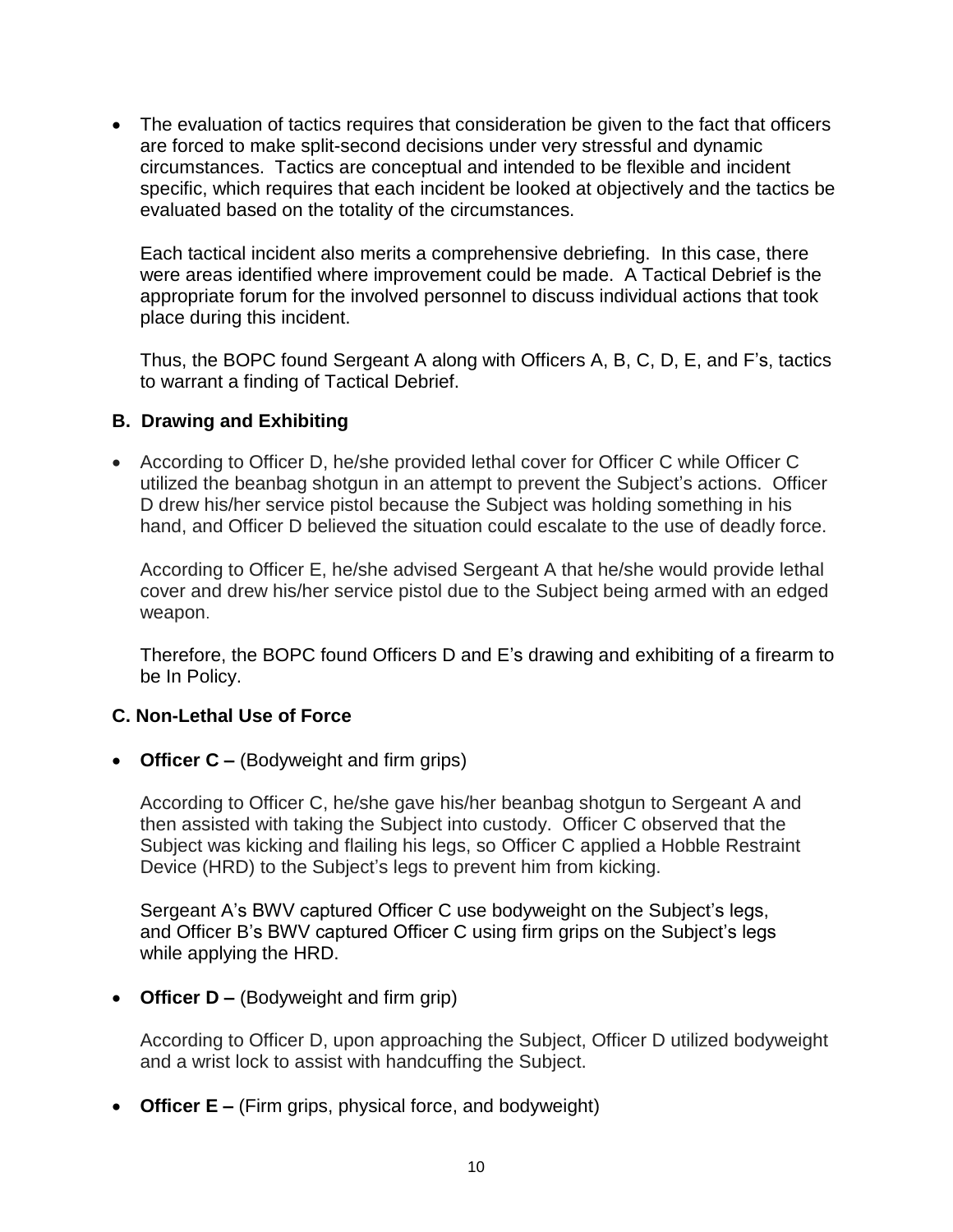- The evaluation of tactics requires that consideration be given to the fact that officers are forced to make split-second decisions under very stressful and dynamic circumstances. Tactics are conceptual and intended to be flexible and incident specific, which requires that each incident be looked at objectively and the tactics be evaluated based on the totality of the circumstances.

  Each tactical incident also merits a comprehensive debriefing. In this case, there were areas identified where improvement could be made. A Tactical Debrief is the appropriate forum for the involved personnel to discuss individual actions that took place during this incident.

  Thus, the BOPC found Sergeant A along with Officers A, B, C, D, E, and F's, tactics to warrant a finding of Tactical Debrief.

### B. Drawing and Exhibiting

- According to Officer D, he/she provided lethal cover for Officer C while Officer C utilized the beanbag shotgun in an attempt to prevent the Subject's actions. Officer D drew his/her service pistol because the Subject was holding something in his hand, and Officer D believed the situation could escalate to the use of deadly force.

  According to Officer E, he/she advised Sergeant A that he/she would provide lethal cover and drew his/her service pistol due to the Subject being armed with an edged weapon.

  Therefore, the BOPC found Officers D and E's drawing and exhibiting of a firearm to be In Policy.

### C. Non-Lethal Use of Force

- **Officer C –** (Bodyweight and firm grips)

  According to Officer C, he/she gave his/her beanbag shotgun to Sergeant A and then assisted with taking the Subject into custody. Officer C observed that the Subject was kicking and flailing his legs, so Officer C applied a Hobble Restraint Device (HRD) to the Subject's legs to prevent him from kicking.

  Sergeant A's BWV captured Officer C use bodyweight on the Subject's legs, and Officer B's BWV captured Officer C using firm grips on the Subject's legs while applying the HRD.

- **Officer D –** (Bodyweight and firm grip)

  According to Officer D, upon approaching the Subject, Officer D utilized bodyweight and a wrist lock to assist with handcuffing the Subject.

- **Officer E –** (Firm grips, physical force, and bodyweight)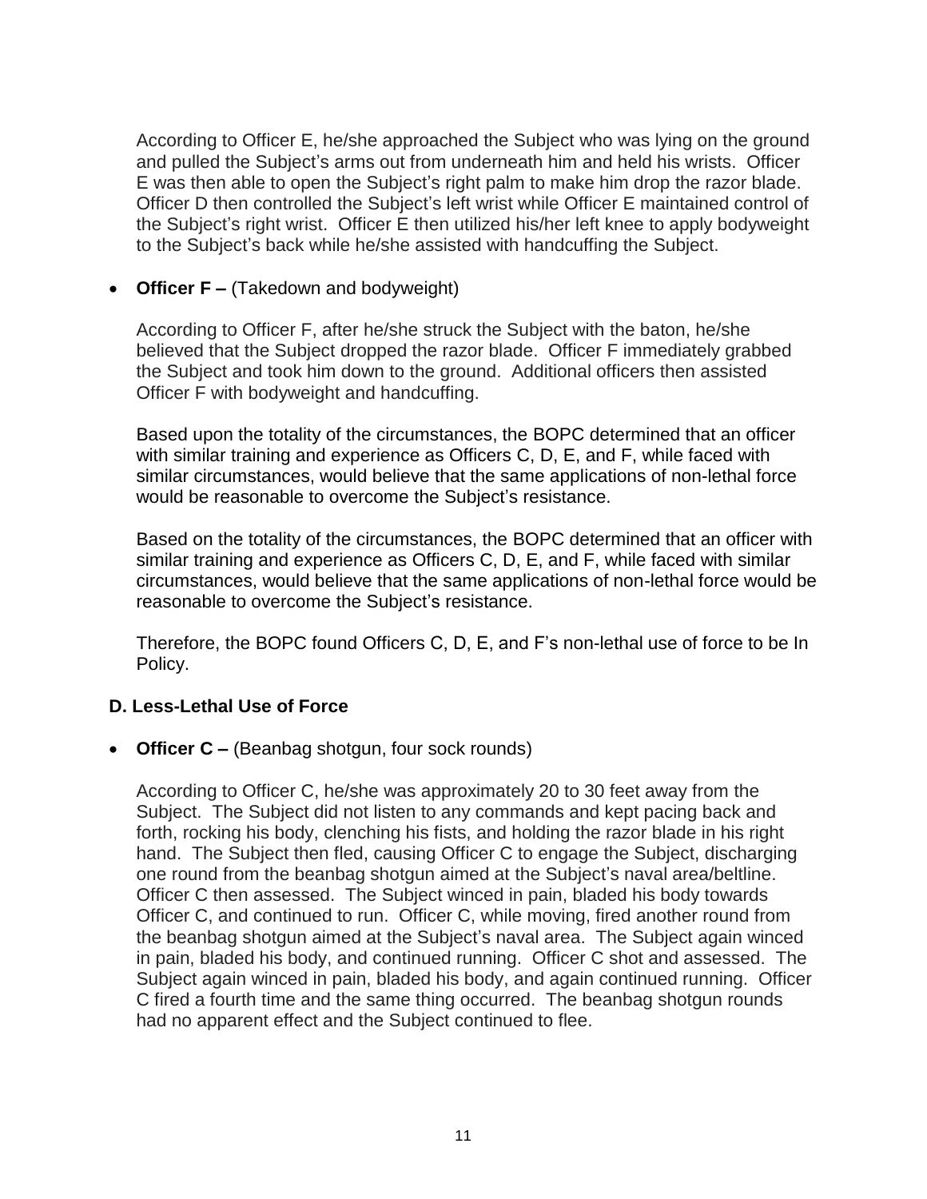According to Officer E, he/she approached the Subject who was lying on the ground and pulled the Subject's arms out from underneath him and held his wrists. Officer E was then able to open the Subject's right palm to make him drop the razor blade. Officer D then controlled the Subject's left wrist while Officer E maintained control of the Subject's right wrist. Officer E then utilized his/her left knee to apply bodyweight to the Subject's back while he/she assisted with handcuffing the Subject.

- **Officer F –** (Takedown and bodyweight)

  According to Officer F, after he/she struck the Subject with the baton, he/she believed that the Subject dropped the razor blade. Officer F immediately grabbed the Subject and took him down to the ground. Additional officers then assisted Officer F with bodyweight and handcuffing.

  Based upon the totality of the circumstances, the BOPC determined that an officer with similar training and experience as Officers C, D, E, and F, while faced with similar circumstances, would believe that the same applications of non-lethal force would be reasonable to overcome the Subject's resistance.

  Based on the totality of the circumstances, the BOPC determined that an officer with similar training and experience as Officers C, D, E, and F, while faced with similar circumstances, would believe that the same applications of non-lethal force would be reasonable to overcome the Subject's resistance.

  Therefore, the BOPC found Officers C, D, E, and F's non-lethal use of force to be In Policy.

### D. Less-Lethal Use of Force

- **Officer C –** (Beanbag shotgun, four sock rounds)

  According to Officer C, he/she was approximately 20 to 30 feet away from the Subject. The Subject did not listen to any commands and kept pacing back and forth, rocking his body, clenching his fists, and holding the razor blade in his right hand. The Subject then fled, causing Officer C to engage the Subject, discharging one round from the beanbag shotgun aimed at the Subject's naval area/beltline. Officer C then assessed. The Subject winced in pain, bladed his body towards Officer C, and continued to run. Officer C, while moving, fired another round from the beanbag shotgun aimed at the Subject's naval area. The Subject again winced in pain, bladed his body, and continued running. Officer C shot and assessed. The Subject again winced in pain, bladed his body, and again continued running. Officer C fired a fourth time and the same thing occurred. The beanbag shotgun rounds had no apparent effect and the Subject continued to flee.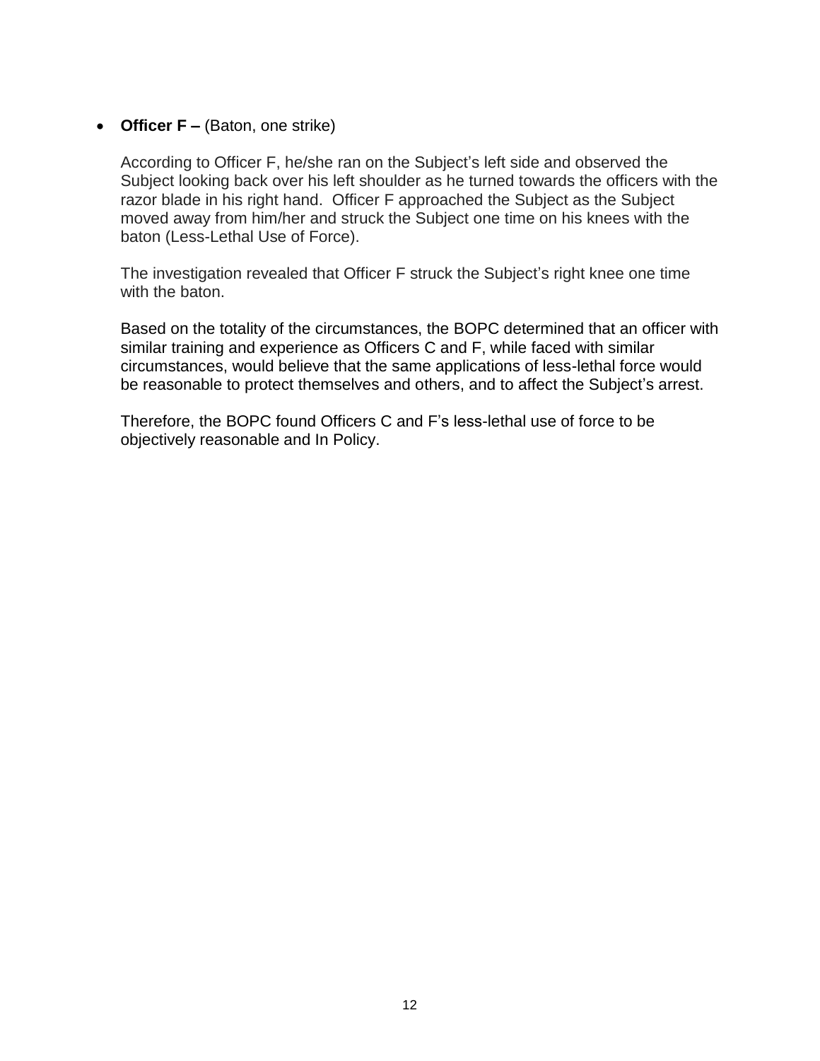- **Officer F –** (Baton, one strike)

  According to Officer F, he/she ran on the Subject's left side and observed the Subject looking back over his left shoulder as he turned towards the officers with the razor blade in his right hand. Officer F approached the Subject as the Subject moved away from him/her and struck the Subject one time on his knees with the baton (Less-Lethal Use of Force).

  The investigation revealed that Officer F struck the Subject's right knee one time with the baton.

  Based on the totality of the circumstances, the BOPC determined that an officer with similar training and experience as Officers C and F, while faced with similar circumstances, would believe that the same applications of less-lethal force would be reasonable to protect themselves and others, and to affect the Subject's arrest.

  Therefore, the BOPC found Officers C and F's less-lethal use of force to be objectively reasonable and In Policy.